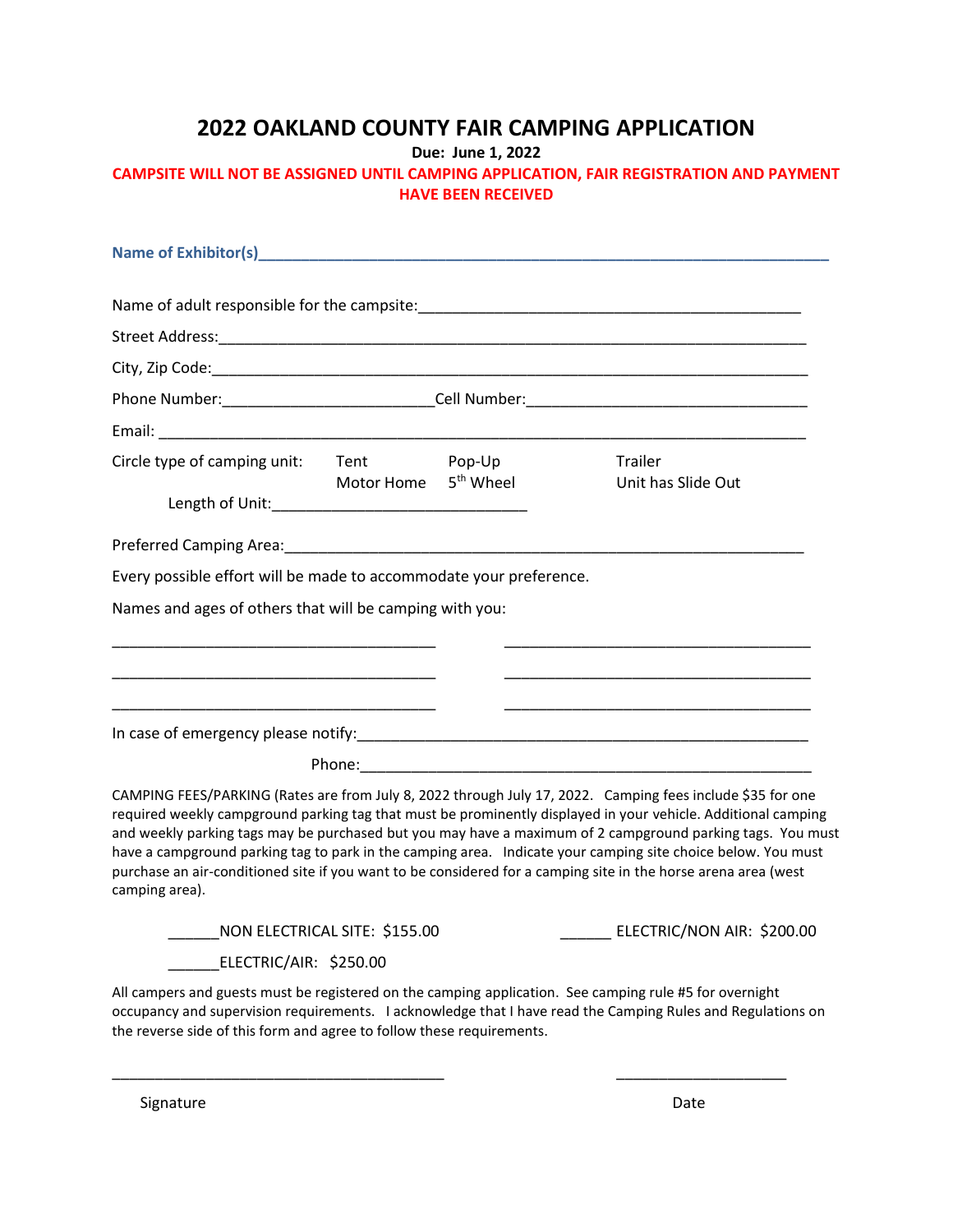# 2022 OAKLAND COUNTY FAIR CAMPING APPLICATION

**Due: June 1, 2022**

**CAMPSITE WILL NOT BE ASSIGNED UNTIL CAMPING APPLICATION, FAIR REGISTRATION AND PAYMENT HAVE BEEN RECEIVED**

**Name of Exhibitor(s)**_______________________________________________________________

Name of adult responsible for the campsite:_____________________________________________

Street Address:_________________________________________________________________

City, Zip Code:_________________________________________________________________

Phone Number:________________________Cell Number:________________________________

Email: _______________________________________________________________________

Circle type of camping unit: Tent Pop-Up Trailer Motor Home 5th Wheel Unit has Slide Out

Length of Unit:_____________________________

Preferred Camping Area:_______________________________________________________

Every possible effort will be made to accommodate your preference.

Names and ages of others that will be camping with you:

_____________________________________ _____________________________________

_____________________________________ _____________________________________

_____________________________________ _____________________________________

In case of emergency please notify:_____________________________________________________

Phone:_____________________________________________________

CAMPING FEES/PARKING (Rates are from July 8, 2022 through July 17, 2022. Camping fees include $35 for one required weekly campground parking tag that must be prominently displayed in your vehicle. Additional camping and weekly parking tags may be purchased but you may have a maximum of 2 campground parking tags. You must have a campground parking tag to park in the camping area. Indicate your camping site choice below. You must purchase an air-conditioned site if you want to be considered for a camping site in the horse arena area (west camping area).

______NON ELECTRICAL SITE: $155.00

______ ELECTRIC/NON AIR: $200.00

______ELECTRIC/AIR: $250.00

All campers and guests must be registered on the camping application. See camping rule #5 for overnight occupancy and supervision requirements. I acknowledge that I have read the Camping Rules and Regulations on the reverse side of this form and agree to follow these requirements.

_______________________________________ ____________________

Signature Date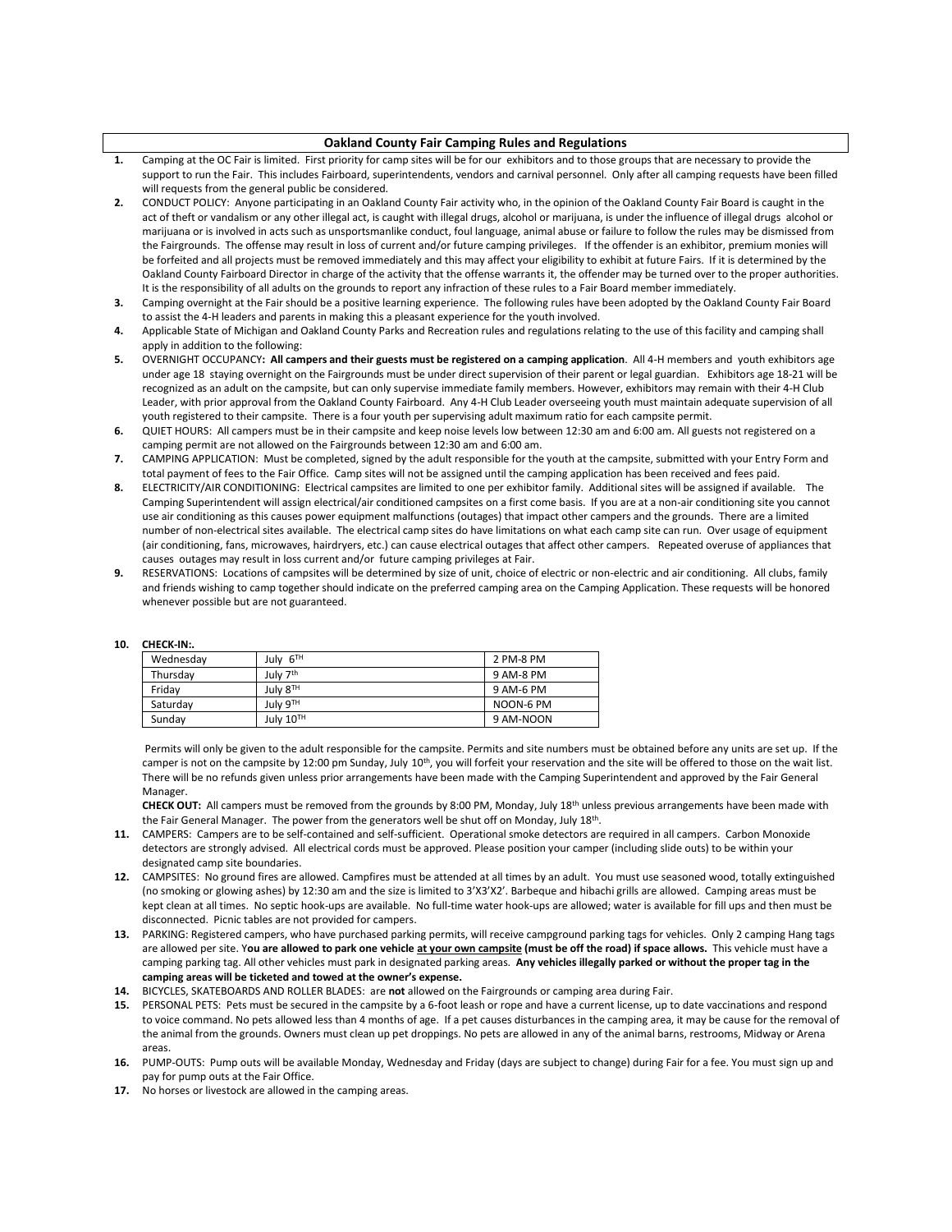## Oakland County Fair Camping Rules and Regulations

1. Camping at the OC Fair is limited. First priority for camp sites will be for our exhibitors and to those groups that are necessary to provide the support to run the Fair. This includes Fairboard, superintendents, vendors and carnival personnel. Only after all camping requests have been filled will requests from the general public be considered.
2. CONDUCT POLICY: Anyone participating in an Oakland County Fair activity who, in the opinion of the Oakland County Fair Board is caught in the act of theft or vandalism or any other illegal act, is caught with illegal drugs, alcohol or marijuana, is under the influence of illegal drugs alcohol or marijuana or is involved in acts such as unsportsmanlike conduct, foul language, animal abuse or failure to follow the rules may be dismissed from the Fairgrounds. The offense may result in loss of current and/or future camping privileges. If the offender is an exhibitor, premium monies will be forfeited and all projects must be removed immediately and this may affect your eligibility to exhibit at future Fairs. If it is determined by the Oakland County Fairboard Director in charge of the activity that the offense warrants it, the offender may be turned over to the proper authorities. It is the responsibility of all adults on the grounds to report any infraction of these rules to a Fair Board member immediately.
3. Camping overnight at the Fair should be a positive learning experience. The following rules have been adopted by the Oakland County Fair Board to assist the 4-H leaders and parents in making this a pleasant experience for the youth involved.
4. Applicable State of Michigan and Oakland County Parks and Recreation rules and regulations relating to the use of this facility and camping shall apply in addition to the following:
5. OVERNIGHT OCCUPANCY**: All campers and their guests must be registered on a camping application**. All 4-H members and youth exhibitors age under age 18 staying overnight on the Fairgrounds must be under direct supervision of their parent or legal guardian. Exhibitors age 18-21 will be recognized as an adult on the campsite, but can only supervise immediate family members. However, exhibitors may remain with their 4-H Club Leader, with prior approval from the Oakland County Fairboard. Any 4-H Club Leader overseeing youth must maintain adequate supervision of all youth registered to their campsite. There is a four youth per supervising adult maximum ratio for each campsite permit.
6. QUIET HOURS: All campers must be in their campsite and keep noise levels low between 12:30 am and 6:00 am. All guests not registered on a camping permit are not allowed on the Fairgrounds between 12:30 am and 6:00 am.
7. CAMPING APPLICATION: Must be completed, signed by the adult responsible for the youth at the campsite, submitted with your Entry Form and total payment of fees to the Fair Office. Camp sites will not be assigned until the camping application has been received and fees paid.
8. ELECTRICITY/AIR CONDITIONING: Electrical campsites are limited to one per exhibitor family. Additional sites will be assigned if available. The Camping Superintendent will assign electrical/air conditioned campsites on a first come basis. If you are at a non-air conditioning site you cannot use air conditioning as this causes power equipment malfunctions (outages) that impact other campers and the grounds. There are a limited number of non-electrical sites available. The electrical camp sites do have limitations on what each camp site can run. Over usage of equipment (air conditioning, fans, microwaves, hairdryers, etc.) can cause electrical outages that affect other campers. Repeated overuse of appliances that causes outages may result in loss current and/or future camping privileges at Fair.
9. RESERVATIONS: Locations of campsites will be determined by size of unit, choice of electric or non-electric and air conditioning. All clubs, family and friends wishing to camp together should indicate on the preferred camping area on the Camping Application. These requests will be honored whenever possible but are not guaranteed.
10. **CHECK-IN:.**

| | | |
|---|---|---|
| Wednesday | July 6TH | 2 PM-8 PM |
| Thursday | July 7th | 9 AM-8 PM |
| Friday | July 8TH | 9 AM-6 PM |
| Saturday | July 9TH | NOON-6 PM |
| Sunday | July 10TH | 9 AM-NOON |

Permits will only be given to the adult responsible for the campsite. Permits and site numbers must be obtained before any units are set up. If the camper is not on the campsite by 12:00 pm Sunday, July 10th, you will forfeit your reservation and the site will be offered to those on the wait list. There will be no refunds given unless prior arrangements have been made with the Camping Superintendent and approved by the Fair General Manager.

**CHECK OUT:** All campers must be removed from the grounds by 8:00 PM, Monday, July 18th unless previous arrangements have been made with the Fair General Manager. The power from the generators well be shut off on Monday, July 18th.

11. CAMPERS: Campers are to be self-contained and self-sufficient. Operational smoke detectors are required in all campers. Carbon Monoxide detectors are strongly advised. All electrical cords must be approved. Please position your camper (including slide outs) to be within your designated camp site boundaries.
12. CAMPSITES: No ground fires are allowed. Campfires must be attended at all times by an adult. You must use seasoned wood, totally extinguished (no smoking or glowing ashes) by 12:30 am and the size is limited to 3'X3'X2'. Barbeque and hibachi grills are allowed. Camping areas must be kept clean at all times. No septic hook-ups are available. No full-time water hook-ups are allowed; water is available for fill ups and then must be disconnected. Picnic tables are not provided for campers.
13. PARKING: Registered campers, who have purchased parking permits, will receive campground parking tags for vehicles. Only 2 camping Hang tags are allowed per site. Y**ou are allowed to park one vehicle at your own campsite (must be off the road) if space allows.** This vehicle must have a camping parking tag. All other vehicles must park in designated parking areas. **Any vehicles illegally parked or without the proper tag in the camping areas will be ticketed and towed at the owner's expense.**
14. BICYCLES, SKATEBOARDS AND ROLLER BLADES: are **not** allowed on the Fairgrounds or camping area during Fair.
15. PERSONAL PETS: Pets must be secured in the campsite by a 6-foot leash or rope and have a current license, up to date vaccinations and respond to voice command. No pets allowed less than 4 months of age. If a pet causes disturbances in the camping area, it may be cause for the removal of the animal from the grounds. Owners must clean up pet droppings. No pets are allowed in any of the animal barns, restrooms, Midway or Arena areas.
16. PUMP-OUTS: Pump outs will be available Monday, Wednesday and Friday (days are subject to change) during Fair for a fee. You must sign up and pay for pump outs at the Fair Office.
17. No horses or livestock are allowed in the camping areas.